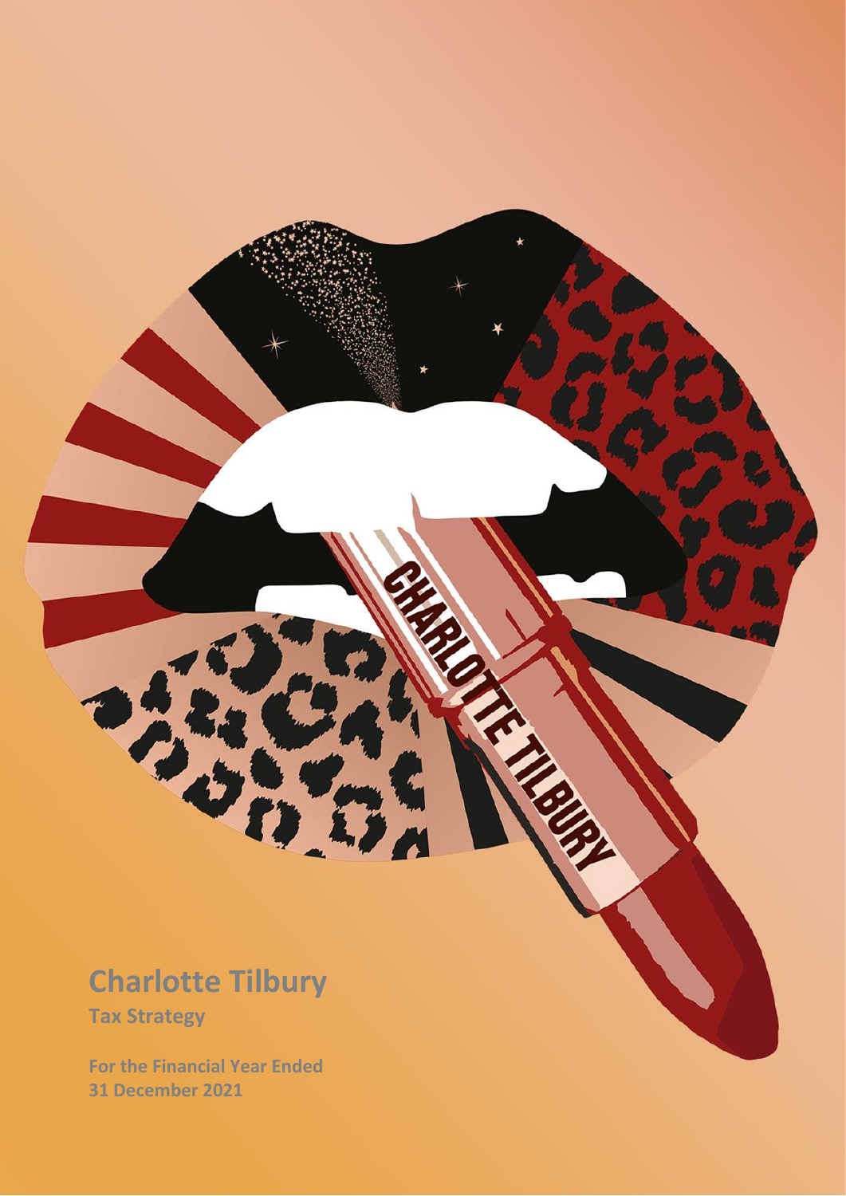# Charlotte Tilbury

**Tax Strategy**

**For the Financial Year Ended 31 December 2021**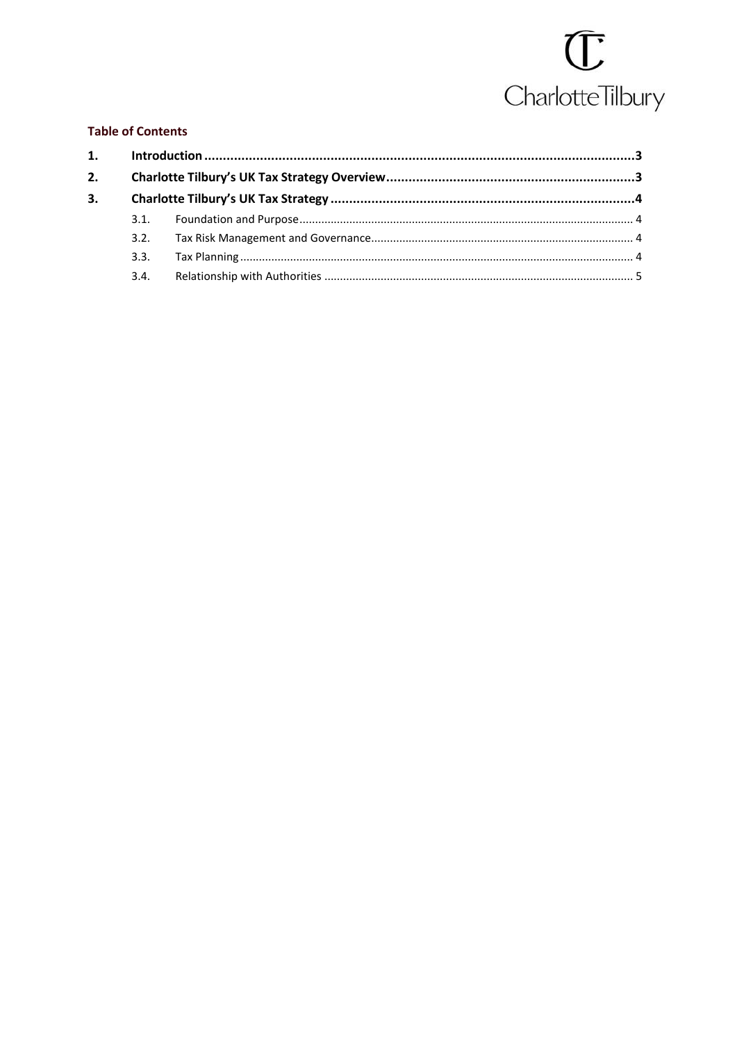**Table of Contents**

1. **Introduction** ... 3
2. **Charlotte Tilbury's UK Tax Strategy Overview** ... 3
3. **Charlotte Tilbury's UK Tax Strategy** ... 4
   - 3.1. Foundation and Purpose ... 4
   - 3.2. Tax Risk Management and Governance ... 4
   - 3.3. Tax Planning ... 4
   - 3.4. Relationship with Authorities ... 5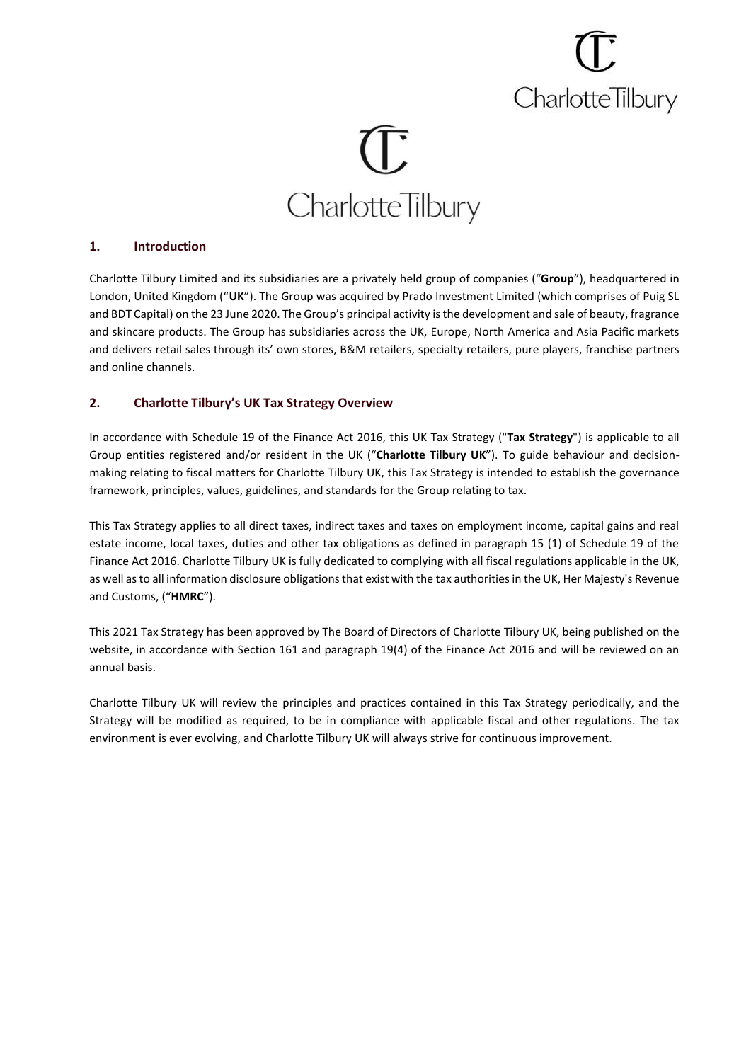## 1. Introduction

Charlotte Tilbury Limited and its subsidiaries are a privately held group of companies ("**Group**"), headquartered in London, United Kingdom ("**UK**"). The Group was acquired by Prado Investment Limited (which comprises of Puig SL and BDT Capital) on the 23 June 2020. The Group's principal activity is the development and sale of beauty, fragrance and skincare products. The Group has subsidiaries across the UK, Europe, North America and Asia Pacific markets and delivers retail sales through its' own stores, B&M retailers, specialty retailers, pure players, franchise partners and online channels.

## 2. Charlotte Tilbury's UK Tax Strategy Overview

In accordance with Schedule 19 of the Finance Act 2016, this UK Tax Strategy ("**Tax Strategy**") is applicable to all Group entities registered and/or resident in the UK ("**Charlotte Tilbury UK**"). To guide behaviour and decision-making relating to fiscal matters for Charlotte Tilbury UK, this Tax Strategy is intended to establish the governance framework, principles, values, guidelines, and standards for the Group relating to tax.

This Tax Strategy applies to all direct taxes, indirect taxes and taxes on employment income, capital gains and real estate income, local taxes, duties and other tax obligations as defined in paragraph 15 (1) of Schedule 19 of the Finance Act 2016. Charlotte Tilbury UK is fully dedicated to complying with all fiscal regulations applicable in the UK, as well as to all information disclosure obligations that exist with the tax authorities in the UK, Her Majesty's Revenue and Customs, ("**HMRC**").

This 2021 Tax Strategy has been approved by The Board of Directors of Charlotte Tilbury UK, being published on the website, in accordance with Section 161 and paragraph 19(4) of the Finance Act 2016 and will be reviewed on an annual basis.

Charlotte Tilbury UK will review the principles and practices contained in this Tax Strategy periodically, and the Strategy will be modified as required, to be in compliance with applicable fiscal and other regulations. The tax environment is ever evolving, and Charlotte Tilbury UK will always strive for continuous improvement.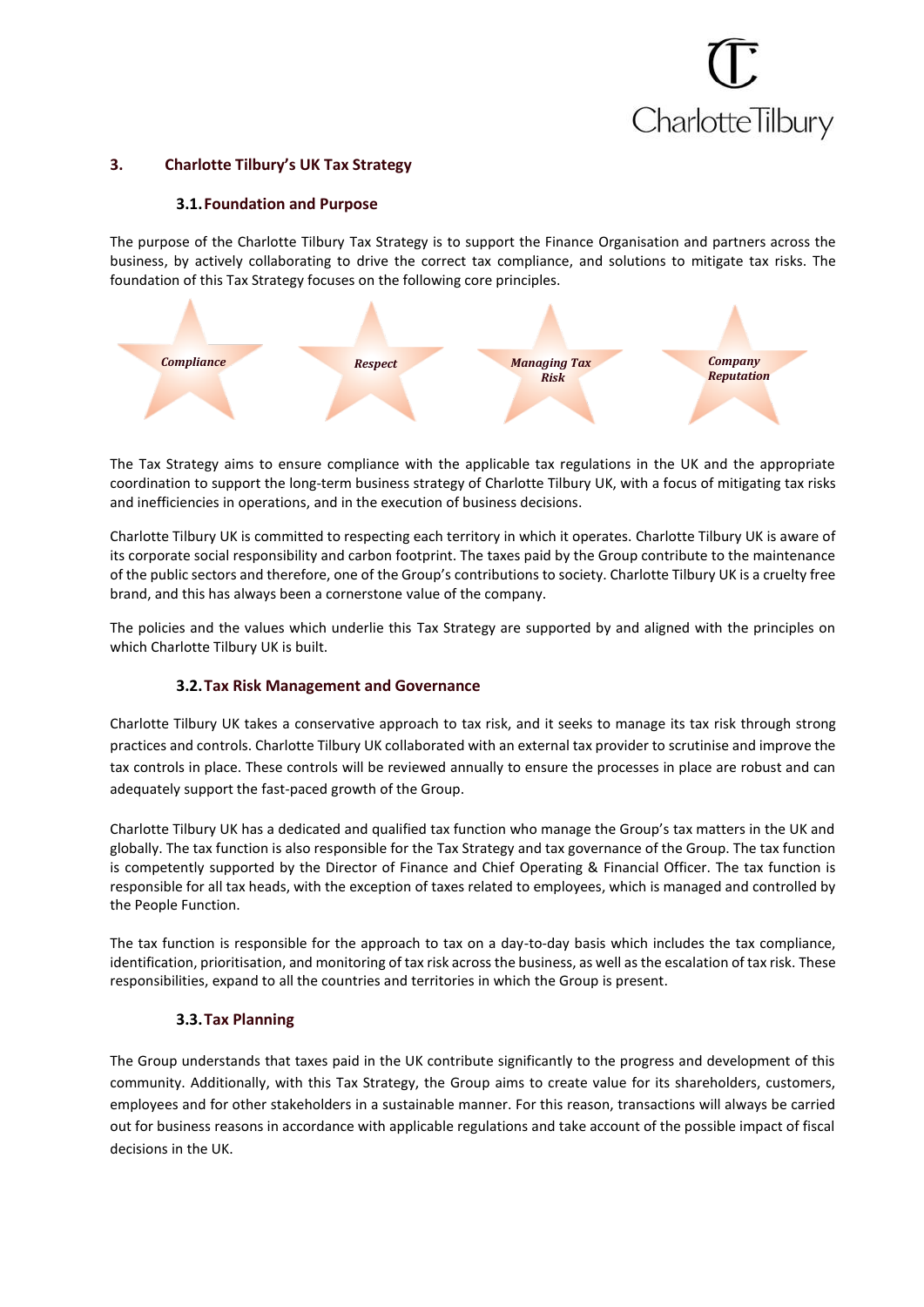## 3. Charlotte Tilbury's UK Tax Strategy

### 3.1. Foundation and Purpose

The purpose of the Charlotte Tilbury Tax Strategy is to support the Finance Organisation and partners across the business, by actively collaborating to drive the correct tax compliance, and solutions to mitigate tax risks. The foundation of this Tax Strategy focuses on the following core principles.

- *Compliance*
- *Respect*
- *Managing Tax Risk*
- *Company Reputation*

The Tax Strategy aims to ensure compliance with the applicable tax regulations in the UK and the appropriate coordination to support the long-term business strategy of Charlotte Tilbury UK, with a focus of mitigating tax risks and inefficiencies in operations, and in the execution of business decisions.

Charlotte Tilbury UK is committed to respecting each territory in which it operates. Charlotte Tilbury UK is aware of its corporate social responsibility and carbon footprint. The taxes paid by the Group contribute to the maintenance of the public sectors and therefore, one of the Group's contributions to society. Charlotte Tilbury UK is a cruelty free brand, and this has always been a cornerstone value of the company.

The policies and the values which underlie this Tax Strategy are supported by and aligned with the principles on which Charlotte Tilbury UK is built.

### 3.2. Tax Risk Management and Governance

Charlotte Tilbury UK takes a conservative approach to tax risk, and it seeks to manage its tax risk through strong practices and controls. Charlotte Tilbury UK collaborated with an external tax provider to scrutinise and improve the tax controls in place. These controls will be reviewed annually to ensure the processes in place are robust and can adequately support the fast-paced growth of the Group.

Charlotte Tilbury UK has a dedicated and qualified tax function who manage the Group's tax matters in the UK and globally. The tax function is also responsible for the Tax Strategy and tax governance of the Group. The tax function is competently supported by the Director of Finance and Chief Operating & Financial Officer. The tax function is responsible for all tax heads, with the exception of taxes related to employees, which is managed and controlled by the People Function.

The tax function is responsible for the approach to tax on a day-to-day basis which includes the tax compliance, identification, prioritisation, and monitoring of tax risk across the business, as well as the escalation of tax risk. These responsibilities, expand to all the countries and territories in which the Group is present.

### 3.3. Tax Planning

The Group understands that taxes paid in the UK contribute significantly to the progress and development of this community. Additionally, with this Tax Strategy, the Group aims to create value for its shareholders, customers, employees and for other stakeholders in a sustainable manner. For this reason, transactions will always be carried out for business reasons in accordance with applicable regulations and take account of the possible impact of fiscal decisions in the UK.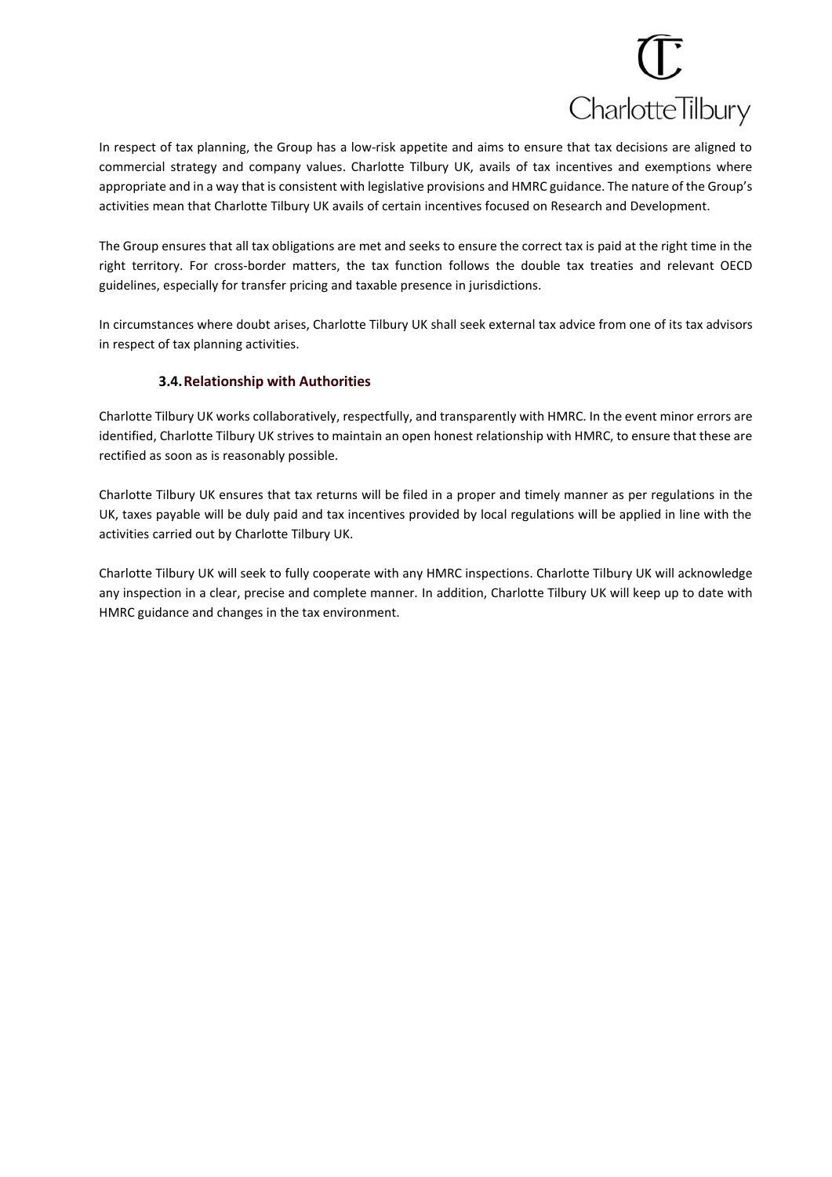In respect of tax planning, the Group has a low-risk appetite and aims to ensure that tax decisions are aligned to commercial strategy and company values. Charlotte Tilbury UK, avails of tax incentives and exemptions where appropriate and in a way that is consistent with legislative provisions and HMRC guidance. The nature of the Group's activities mean that Charlotte Tilbury UK avails of certain incentives focused on Research and Development.

The Group ensures that all tax obligations are met and seeks to ensure the correct tax is paid at the right time in the right territory. For cross-border matters, the tax function follows the double tax treaties and relevant OECD guidelines, especially for transfer pricing and taxable presence in jurisdictions.

In circumstances where doubt arises, Charlotte Tilbury UK shall seek external tax advice from one of its tax advisors in respect of tax planning activities.

### 3.4. Relationship with Authorities

Charlotte Tilbury UK works collaboratively, respectfully, and transparently with HMRC. In the event minor errors are identified, Charlotte Tilbury UK strives to maintain an open honest relationship with HMRC, to ensure that these are rectified as soon as is reasonably possible.

Charlotte Tilbury UK ensures that tax returns will be filed in a proper and timely manner as per regulations in the UK, taxes payable will be duly paid and tax incentives provided by local regulations will be applied in line with the activities carried out by Charlotte Tilbury UK.

Charlotte Tilbury UK will seek to fully cooperate with any HMRC inspections. Charlotte Tilbury UK will acknowledge any inspection in a clear, precise and complete manner. In addition, Charlotte Tilbury UK will keep up to date with HMRC guidance and changes in the tax environment.